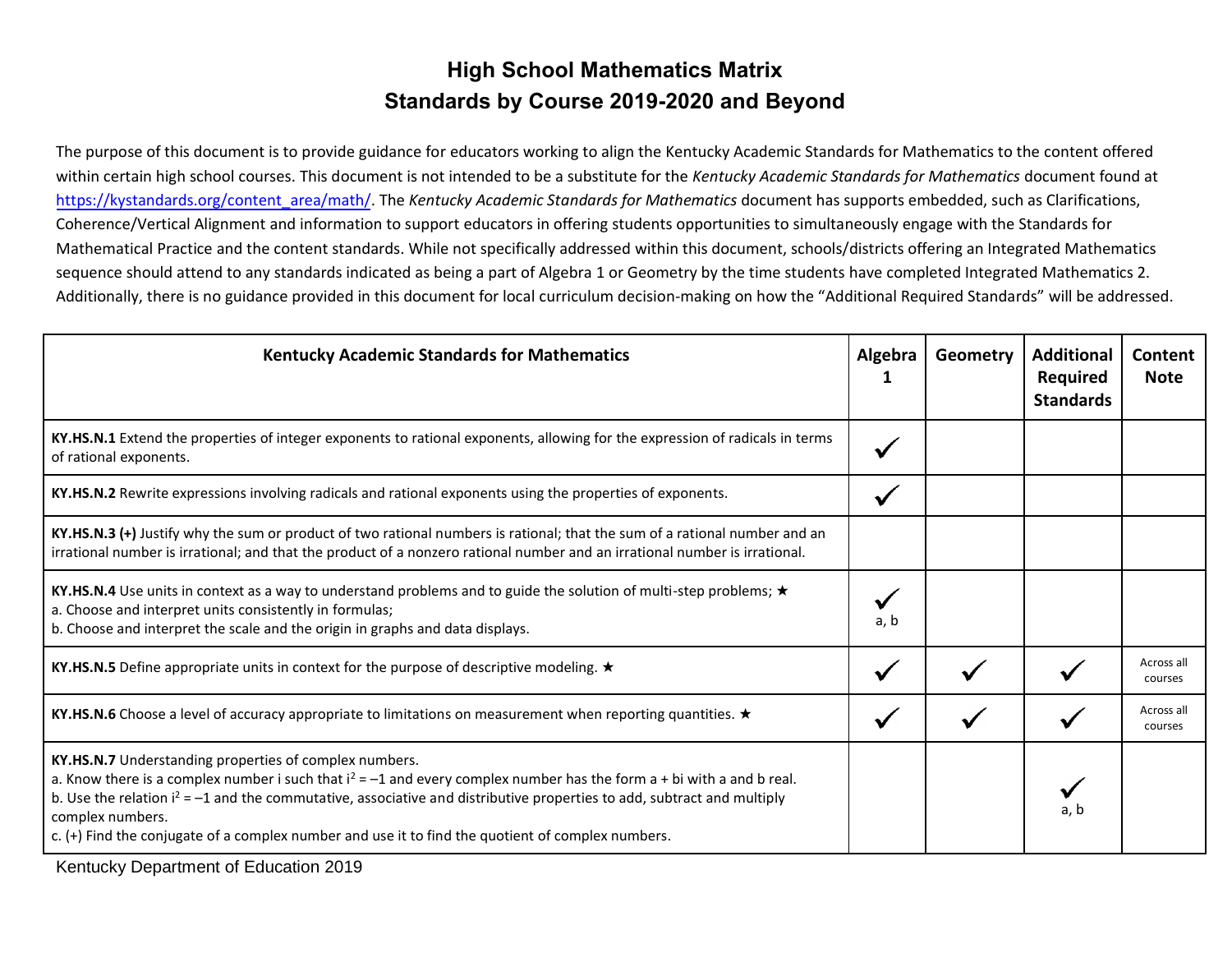# High School Mathematics Matrix
# Standards by Course 2019-2020 and Beyond

The purpose of this document is to provide guidance for educators working to align the Kentucky Academic Standards for Mathematics to the content offered within certain high school courses. This document is not intended to be a substitute for the *Kentucky Academic Standards for Mathematics* document found at https://kystandards.org/content_area/math/. The *Kentucky Academic Standards for Mathematics* document has supports embedded, such as Clarifications, Coherence/Vertical Alignment and information to support educators in offering students opportunities to simultaneously engage with the Standards for Mathematical Practice and the content standards. While not specifically addressed within this document, schools/districts offering an Integrated Mathematics sequence should attend to any standards indicated as being a part of Algebra 1 or Geometry by the time students have completed Integrated Mathematics 2. Additionally, there is no guidance provided in this document for local curriculum decision-making on how the "Additional Required Standards" will be addressed.

| Kentucky Academic Standards for Mathematics | Algebra 1 | Geometry | Additional Required Standards | Content Note |
|---|---|---|---|---|
| **KY.HS.N.1** Extend the properties of integer exponents to rational exponents, allowing for the expression of radicals in terms of rational exponents. | ✓ | | | |
| **KY.HS.N.2** Rewrite expressions involving radicals and rational exponents using the properties of exponents. | ✓ | | | |
| **KY.HS.N.3 (+)** Justify why the sum or product of two rational numbers is rational; that the sum of a rational number and an irrational number is irrational; and that the product of a nonzero rational number and an irrational number is irrational. | | | | |
| **KY.HS.N.4** Use units in context as a way to understand problems and to guide the solution of multi-step problems; ★<br>a. Choose and interpret units consistently in formulas;<br>b. Choose and interpret the scale and the origin in graphs and data displays. | ✓ a, b | | | |
| **KY.HS.N.5** Define appropriate units in context for the purpose of descriptive modeling. ★ | ✓ | ✓ | ✓ | Across all courses |
| **KY.HS.N.6** Choose a level of accuracy appropriate to limitations on measurement when reporting quantities. ★ | ✓ | ✓ | ✓ | Across all courses |
| **KY.HS.N.7** Understanding properties of complex numbers.<br>a. Know there is a complex number $i$ such that $i^2 = -1$ and every complex number has the form $a + bi$ with $a$ and $b$ real.<br>b. Use the relation $i^2 = -1$ and the commutative, associative and distributive properties to add, subtract and multiply complex numbers.<br>c. (+) Find the conjugate of a complex number and use it to find the quotient of complex numbers. | | | ✓ a, b | |

Kentucky Department of Education 2019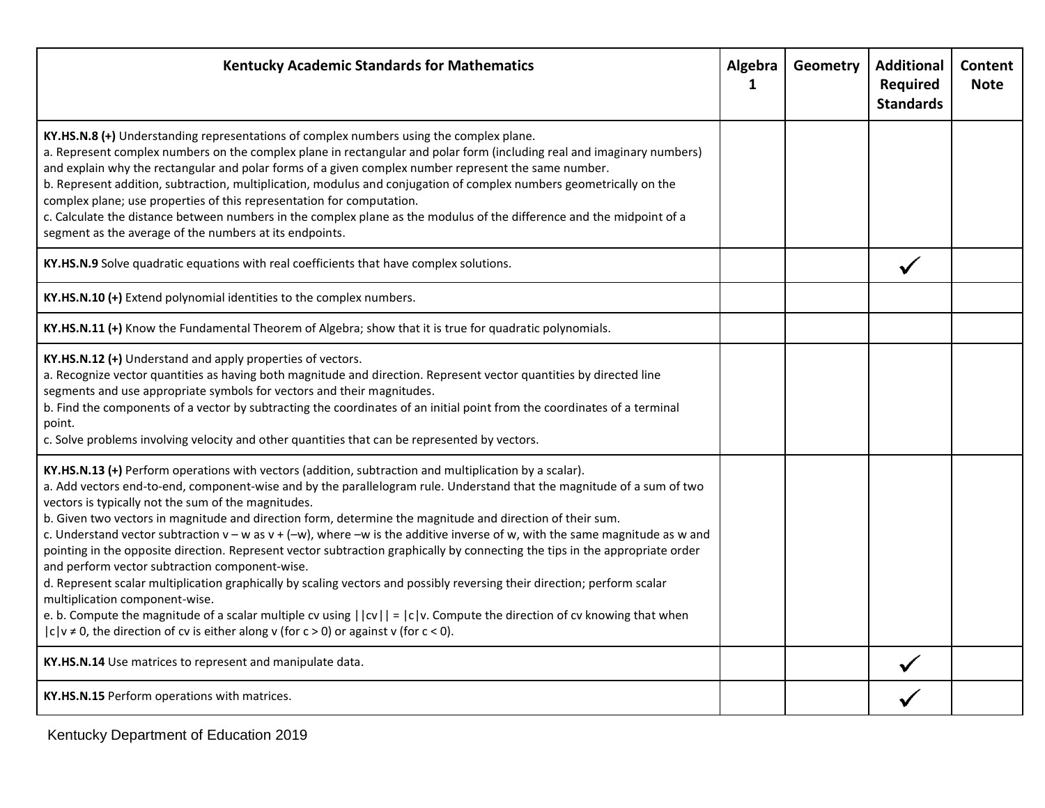| Kentucky Academic Standards for Mathematics | Algebra 1 | Geometry | Additional Required Standards | Content Note |
|---|---|---|---|---|
| **KY.HS.N.8 (+)** Understanding representations of complex numbers using the complex plane.<br>a. Represent complex numbers on the complex plane in rectangular and polar form (including real and imaginary numbers) and explain why the rectangular and polar forms of a given complex number represent the same number.<br>b. Represent addition, subtraction, multiplication, modulus and conjugation of complex numbers geometrically on the complex plane; use properties of this representation for computation.<br>c. Calculate the distance between numbers in the complex plane as the modulus of the difference and the midpoint of a segment as the average of the numbers at its endpoints. | | | | |
| **KY.HS.N.9** Solve quadratic equations with real coefficients that have complex solutions. | | | ✓ | |
| **KY.HS.N.10 (+)** Extend polynomial identities to the complex numbers. | | | | |
| **KY.HS.N.11 (+)** Know the Fundamental Theorem of Algebra; show that it is true for quadratic polynomials. | | | | |
| **KY.HS.N.12 (+)** Understand and apply properties of vectors.<br>a. Recognize vector quantities as having both magnitude and direction. Represent vector quantities by directed line segments and use appropriate symbols for vectors and their magnitudes.<br>b. Find the components of a vector by subtracting the coordinates of an initial point from the coordinates of a terminal point.<br>c. Solve problems involving velocity and other quantities that can be represented by vectors. | | | | |
| **KY.HS.N.13 (+)** Perform operations with vectors (addition, subtraction and multiplication by a scalar).<br>a. Add vectors end-to-end, component-wise and by the parallelogram rule. Understand that the magnitude of a sum of two vectors is typically not the sum of the magnitudes.<br>b. Given two vectors in magnitude and direction form, determine the magnitude and direction of their sum.<br>c. Understand vector subtraction $v - w$ as $v + (-w)$, where $-w$ is the additive inverse of $w$, with the same magnitude as $w$ and pointing in the opposite direction. Represent vector subtraction graphically by connecting the tips in the appropriate order and perform vector subtraction component-wise.<br>d. Represent scalar multiplication graphically by scaling vectors and possibly reversing their direction; perform scalar multiplication component-wise.<br>e. b. Compute the magnitude of a scalar multiple $cv$ using $\|\|cv\|\| = \|c\|v$. Compute the direction of $cv$ knowing that when $\|c\|v \neq 0$, the direction of $cv$ is either along $v$ (for $c > 0$) or against $v$ (for $c < 0$). | | | | |
| **KY.HS.N.14** Use matrices to represent and manipulate data. | | | ✓ | |
| **KY.HS.N.15** Perform operations with matrices. | | | ✓ | |

Kentucky Department of Education 2019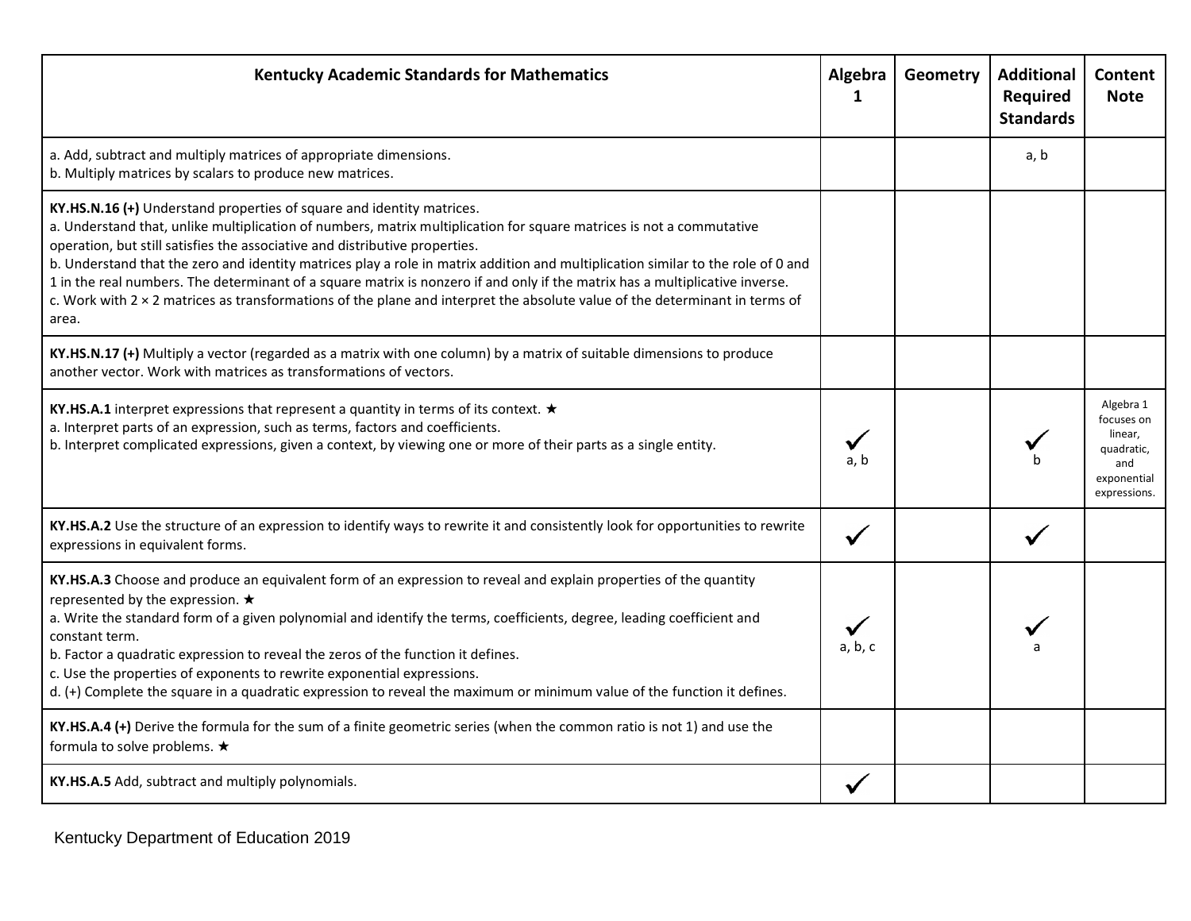| Kentucky Academic Standards for Mathematics | Algebra 1 | Geometry | Additional Required Standards | Content Note |
|---|---|---|---|---|
| a. Add, subtract and multiply matrices of appropriate dimensions.<br>b. Multiply matrices by scalars to produce new matrices. | | | a, b | |
| **KY.HS.N.16 (+)** Understand properties of square and identity matrices.<br>a. Understand that, unlike multiplication of numbers, matrix multiplication for square matrices is not a commutative operation, but still satisfies the associative and distributive properties.<br>b. Understand that the zero and identity matrices play a role in matrix addition and multiplication similar to the role of 0 and 1 in the real numbers. The determinant of a square matrix is nonzero if and only if the matrix has a multiplicative inverse.<br>c. Work with 2 × 2 matrices as transformations of the plane and interpret the absolute value of the determinant in terms of area. | | | | |
| **KY.HS.N.17 (+)** Multiply a vector (regarded as a matrix with one column) by a matrix of suitable dimensions to produce another vector. Work with matrices as transformations of vectors. | | | | |
| **KY.HS.A.1** interpret expressions that represent a quantity in terms of its context. ★<br>a. Interpret parts of an expression, such as terms, factors and coefficients.<br>b. Interpret complicated expressions, given a context, by viewing one or more of their parts as a single entity. | ✓ a, b | | ✓ b | Algebra 1 focuses on linear, quadratic, and exponential expressions. |
| **KY.HS.A.2** Use the structure of an expression to identify ways to rewrite it and consistently look for opportunities to rewrite expressions in equivalent forms. | ✓ | | ✓ | |
| **KY.HS.A.3** Choose and produce an equivalent form of an expression to reveal and explain properties of the quantity represented by the expression. ★<br>a. Write the standard form of a given polynomial and identify the terms, coefficients, degree, leading coefficient and constant term.<br>b. Factor a quadratic expression to reveal the zeros of the function it defines.<br>c. Use the properties of exponents to rewrite exponential expressions.<br>d. (+) Complete the square in a quadratic expression to reveal the maximum or minimum value of the function it defines. | ✓ a, b, c | | ✓ a | |
| **KY.HS.A.4 (+)** Derive the formula for the sum of a finite geometric series (when the common ratio is not 1) and use the formula to solve problems. ★ | | | | |
| **KY.HS.A.5** Add, subtract and multiply polynomials. | ✓ | | | |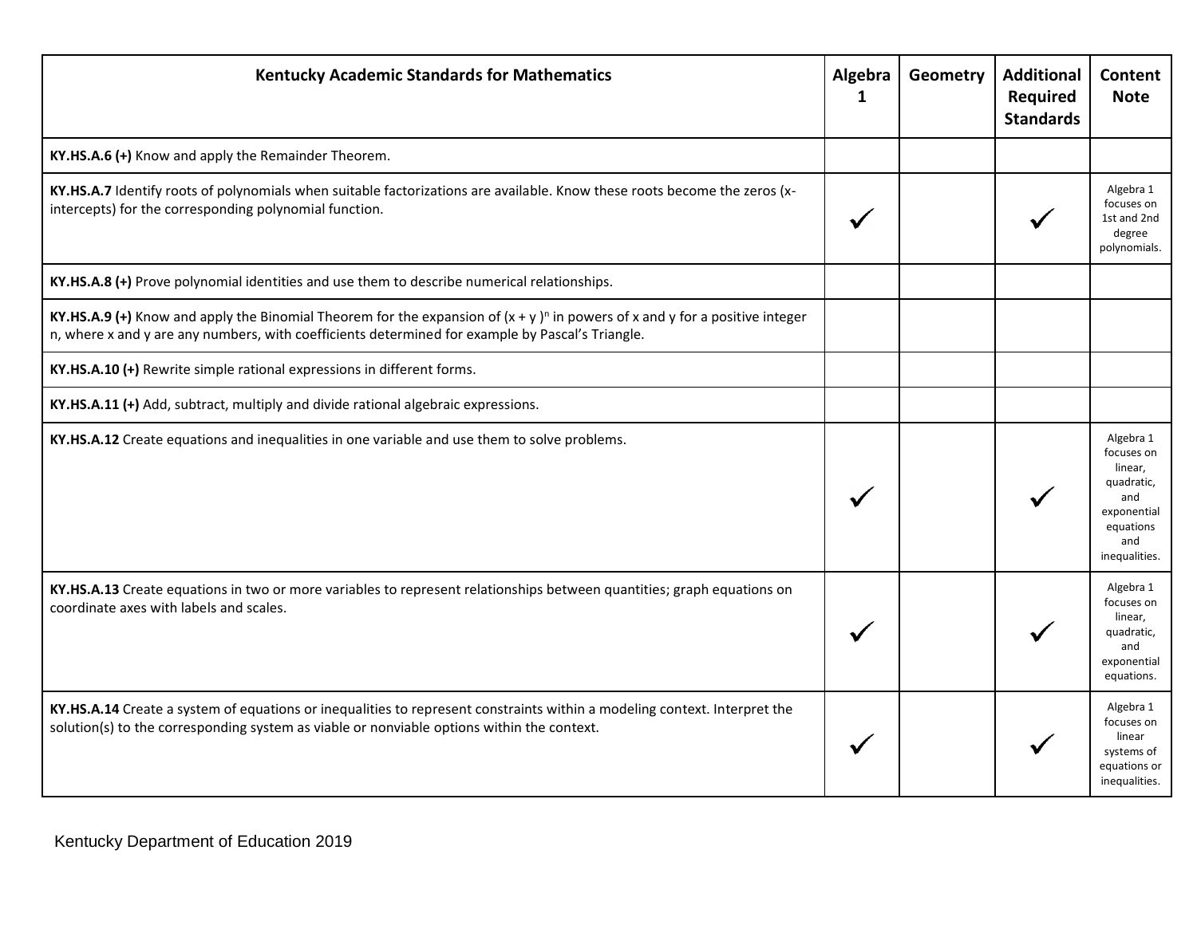| Kentucky Academic Standards for Mathematics | Algebra 1 | Geometry | Additional Required Standards | Content Note |
|---|---|---|---|---|
| **KY.HS.A.6 (+)** Know and apply the Remainder Theorem. | | | | |
| **KY.HS.A.7** Identify roots of polynomials when suitable factorizations are available. Know these roots become the zeros (x-intercepts) for the corresponding polynomial function. | ✓ | | ✓ | Algebra 1 focuses on 1st and 2nd degree polynomials. |
| **KY.HS.A.8 (+)** Prove polynomial identities and use them to describe numerical relationships. | | | | |
| **KY.HS.A.9 (+)** Know and apply the Binomial Theorem for the expansion of $(x + y)^n$ in powers of x and y for a positive integer n, where x and y are any numbers, with coefficients determined for example by Pascal's Triangle. | | | | |
| **KY.HS.A.10 (+)** Rewrite simple rational expressions in different forms. | | | | |
| **KY.HS.A.11 (+)** Add, subtract, multiply and divide rational algebraic expressions. | | | | |
| **KY.HS.A.12** Create equations and inequalities in one variable and use them to solve problems. | ✓ | | ✓ | Algebra 1 focuses on linear, quadratic, and exponential equations and inequalities. |
| **KY.HS.A.13** Create equations in two or more variables to represent relationships between quantities; graph equations on coordinate axes with labels and scales. | ✓ | | ✓ | Algebra 1 focuses on linear, quadratic, and exponential equations. |
| **KY.HS.A.14** Create a system of equations or inequalities to represent constraints within a modeling context. Interpret the solution(s) to the corresponding system as viable or nonviable options within the context. | ✓ | | ✓ | Algebra 1 focuses on linear systems of equations or inequalities. |

Kentucky Department of Education 2019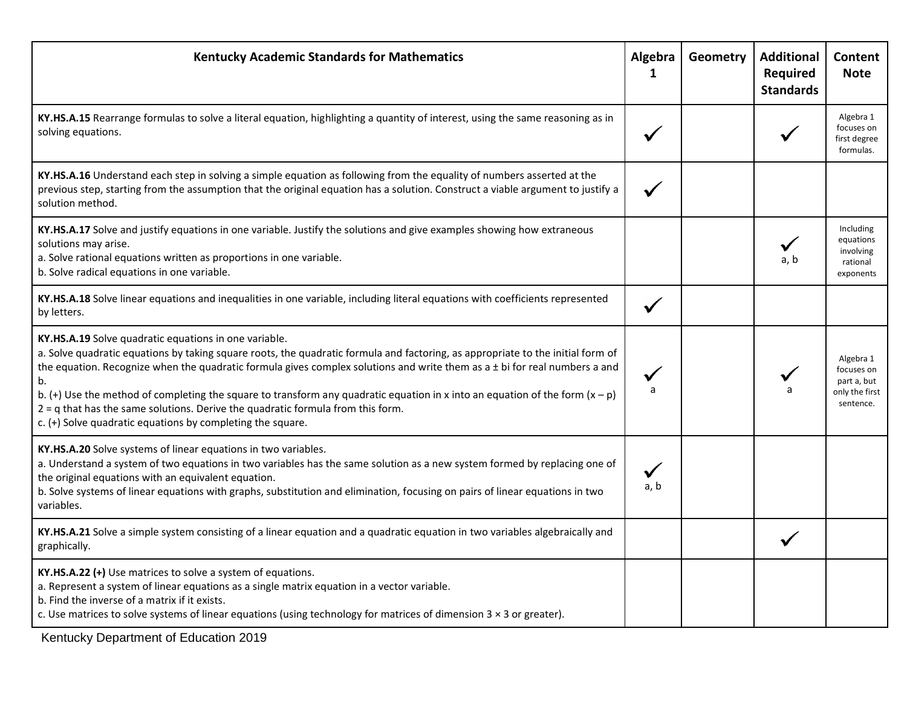| Kentucky Academic Standards for Mathematics | Algebra 1 | Geometry | Additional Required Standards | Content Note |
|---|---|---|---|---|
| **KY.HS.A.15** Rearrange formulas to solve a literal equation, highlighting a quantity of interest, using the same reasoning as in solving equations. | ✓ | | ✓ | Algebra 1 focuses on first degree formulas. |
| **KY.HS.A.16** Understand each step in solving a simple equation as following from the equality of numbers asserted at the previous step, starting from the assumption that the original equation has a solution. Construct a viable argument to justify a solution method. | ✓ | | | |
| **KY.HS.A.17** Solve and justify equations in one variable. Justify the solutions and give examples showing how extraneous solutions may arise.<br>a. Solve rational equations written as proportions in one variable.<br>b. Solve radical equations in one variable. | | | ✓ a, b | Including equations involving rational exponents |
| **KY.HS.A.18** Solve linear equations and inequalities in one variable, including literal equations with coefficients represented by letters. | ✓ | | | |
| **KY.HS.A.19** Solve quadratic equations in one variable.<br>a. Solve quadratic equations by taking square roots, the quadratic formula and factoring, as appropriate to the initial form of the equation. Recognize when the quadratic formula gives complex solutions and write them as $a \pm bi$ for real numbers a and b.<br>b. (+) Use the method of completing the square to transform any quadratic equation in x into an equation of the form $(x – p)^2 = q$ that has the same solutions. Derive the quadratic formula from this form.<br>c. (+) Solve quadratic equations by completing the square. | ✓ a | | ✓ a | Algebra 1 focuses on part a, but only the first sentence. |
| **KY.HS.A.20** Solve systems of linear equations in two variables.<br>a. Understand a system of two equations in two variables has the same solution as a new system formed by replacing one of the original equations with an equivalent equation.<br>b. Solve systems of linear equations with graphs, substitution and elimination, focusing on pairs of linear equations in two variables. | ✓ a, b | | | |
| **KY.HS.A.21** Solve a simple system consisting of a linear equation and a quadratic equation in two variables algebraically and graphically. | | | ✓ | |
| **KY.HS.A.22 (+)** Use matrices to solve a system of equations.<br>a. Represent a system of linear equations as a single matrix equation in a vector variable.<br>b. Find the inverse of a matrix if it exists.<br>c. Use matrices to solve systems of linear equations (using technology for matrices of dimension $3 \times 3$ or greater). | | | | |

Kentucky Department of Education 2019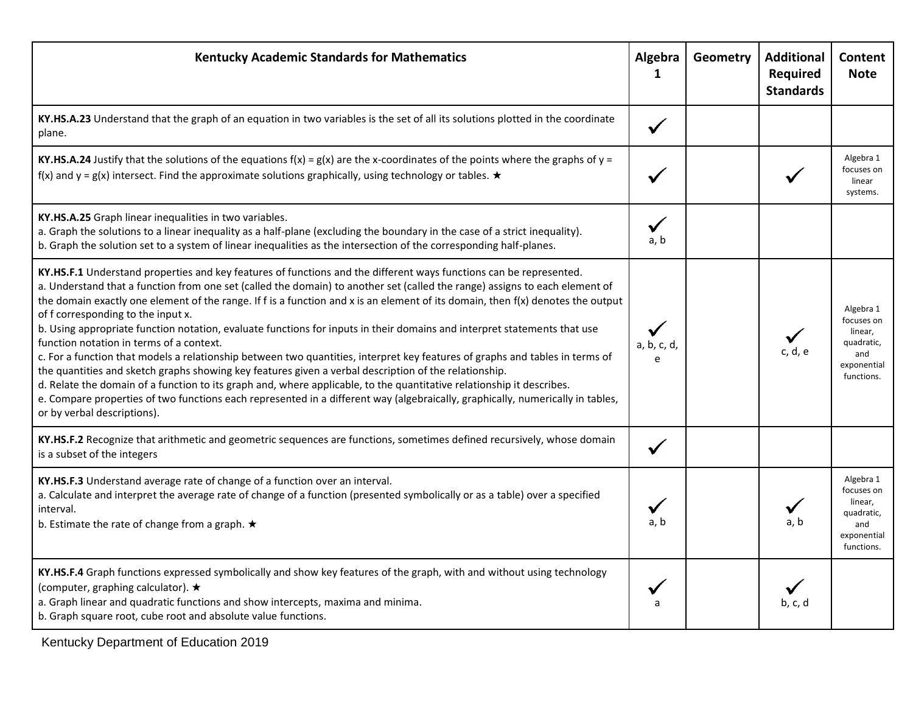| Kentucky Academic Standards for Mathematics | Algebra 1 | Geometry | Additional Required Standards | Content Note |
|---|---|---|---|---|
| **KY.HS.A.23** Understand that the graph of an equation in two variables is the set of all its solutions plotted in the coordinate plane. | ✓ | | | |
| **KY.HS.A.24** Justify that the solutions of the equations f(x) = g(x) are the x-coordinates of the points where the graphs of y = f(x) and y = g(x) intersect. Find the approximate solutions graphically, using technology or tables. ★ | ✓ | | ✓ | Algebra 1 focuses on linear systems. |
| **KY.HS.A.25** Graph linear inequalities in two variables.<br>a. Graph the solutions to a linear inequality as a half-plane (excluding the boundary in the case of a strict inequality).<br>b. Graph the solution set to a system of linear inequalities as the intersection of the corresponding half-planes. | ✓ a, b | | | |
| **KY.HS.F.1** Understand properties and key features of functions and the different ways functions can be represented.<br>a. Understand that a function from one set (called the domain) to another set (called the range) assigns to each element of the domain exactly one element of the range. If f is a function and x is an element of its domain, then f(x) denotes the output of f corresponding to the input x.<br>b. Using appropriate function notation, evaluate functions for inputs in their domains and interpret statements that use function notation in terms of a context.<br>c. For a function that models a relationship between two quantities, interpret key features of graphs and tables in terms of the quantities and sketch graphs showing key features given a verbal description of the relationship.<br>d. Relate the domain of a function to its graph and, where applicable, to the quantitative relationship it describes.<br>e. Compare properties of two functions each represented in a different way (algebraically, graphically, numerically in tables, or by verbal descriptions). | ✓ a, b, c, d, e | | ✓ c, d, e | Algebra 1 focuses on linear, quadratic, and exponential functions. |
| **KY.HS.F.2** Recognize that arithmetic and geometric sequences are functions, sometimes defined recursively, whose domain is a subset of the integers | ✓ | | | |
| **KY.HS.F.3** Understand average rate of change of a function over an interval.<br>a. Calculate and interpret the average rate of change of a function (presented symbolically or as a table) over a specified interval.<br>b. Estimate the rate of change from a graph. ★ | ✓ a, b | | ✓ a, b | Algebra 1 focuses on linear, quadratic, and exponential functions. |
| **KY.HS.F.4** Graph functions expressed symbolically and show key features of the graph, with and without using technology (computer, graphing calculator). ★<br>a. Graph linear and quadratic functions and show intercepts, maxima and minima.<br>b. Graph square root, cube root and absolute value functions. | ✓ a | | ✓ b, c, d | |

Kentucky Department of Education 2019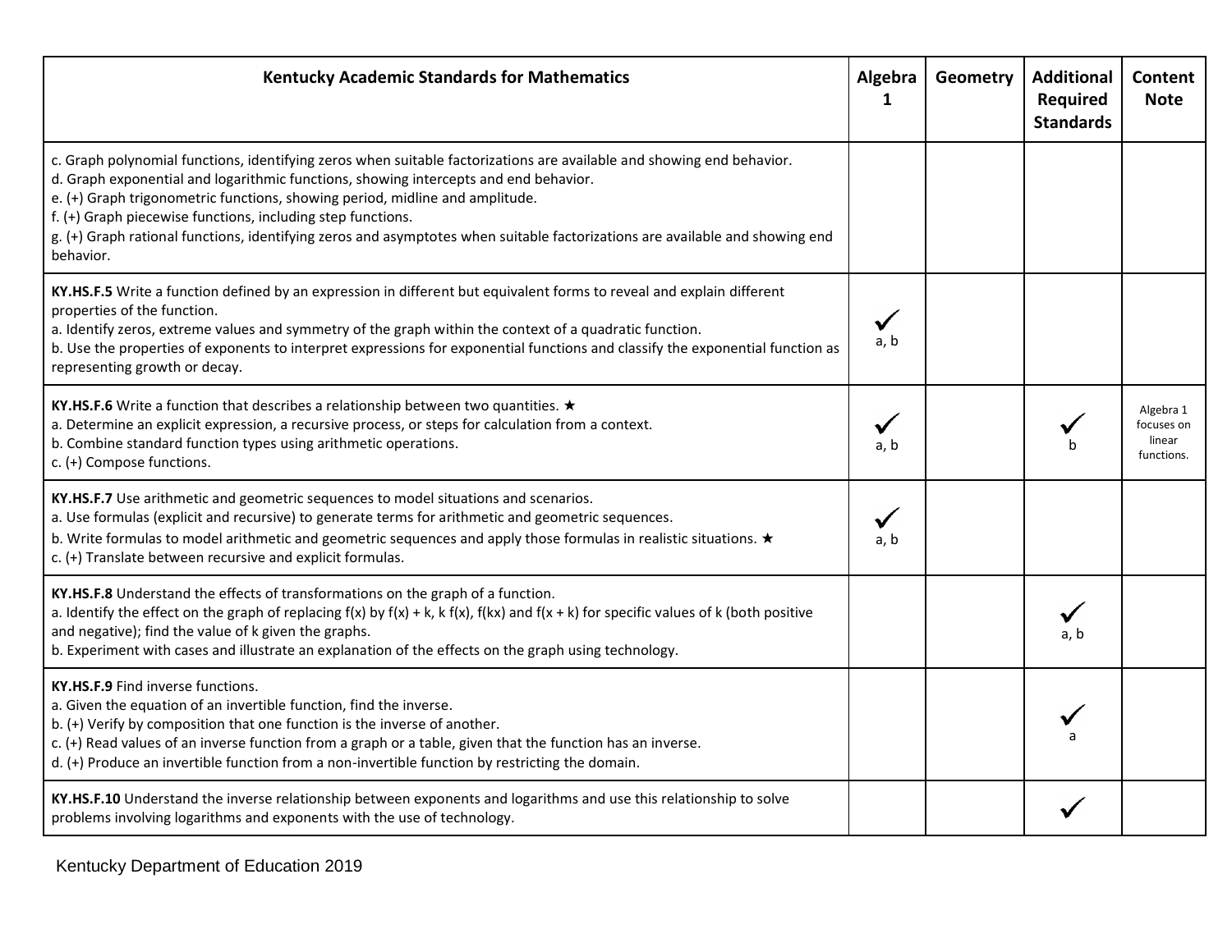| Kentucky Academic Standards for Mathematics | Algebra 1 | Geometry | Additional Required Standards | Content Note |
|---|---|---|---|---|
| c. Graph polynomial functions, identifying zeros when suitable factorizations are available and showing end behavior.<br>d. Graph exponential and logarithmic functions, showing intercepts and end behavior.<br>e. (+) Graph trigonometric functions, showing period, midline and amplitude.<br>f. (+) Graph piecewise functions, including step functions.<br>g. (+) Graph rational functions, identifying zeros and asymptotes when suitable factorizations are available and showing end behavior. | | | | |
| **KY.HS.F.5** Write a function defined by an expression in different but equivalent forms to reveal and explain different properties of the function.<br>a. Identify zeros, extreme values and symmetry of the graph within the context of a quadratic function.<br>b. Use the properties of exponents to interpret expressions for exponential functions and classify the exponential function as representing growth or decay. | ✓ a, b | | | |
| **KY.HS.F.6** Write a function that describes a relationship between two quantities. ★<br>a. Determine an explicit expression, a recursive process, or steps for calculation from a context.<br>b. Combine standard function types using arithmetic operations.<br>c. (+) Compose functions. | ✓ a, b | | ✓ b | Algebra 1 focuses on linear functions. |
| **KY.HS.F.7** Use arithmetic and geometric sequences to model situations and scenarios.<br>a. Use formulas (explicit and recursive) to generate terms for arithmetic and geometric sequences.<br>b. Write formulas to model arithmetic and geometric sequences and apply those formulas in realistic situations. ★<br>c. (+) Translate between recursive and explicit formulas. | ✓ a, b | | | |
| **KY.HS.F.8** Understand the effects of transformations on the graph of a function.<br>a. Identify the effect on the graph of replacing $f(x)$ by $f(x) + k$, $k\,f(x)$, $f(kx)$ and $f(x + k)$ for specific values of $k$ (both positive and negative); find the value of $k$ given the graphs.<br>b. Experiment with cases and illustrate an explanation of the effects on the graph using technology. | | | ✓ a, b | |
| **KY.HS.F.9** Find inverse functions.<br>a. Given the equation of an invertible function, find the inverse.<br>b. (+) Verify by composition that one function is the inverse of another.<br>c. (+) Read values of an inverse function from a graph or a table, given that the function has an inverse.<br>d. (+) Produce an invertible function from a non-invertible function by restricting the domain. | | | ✓ a | |
| **KY.HS.F.10** Understand the inverse relationship between exponents and logarithms and use this relationship to solve problems involving logarithms and exponents with the use of technology. | | | ✓ | |

Kentucky Department of Education 2019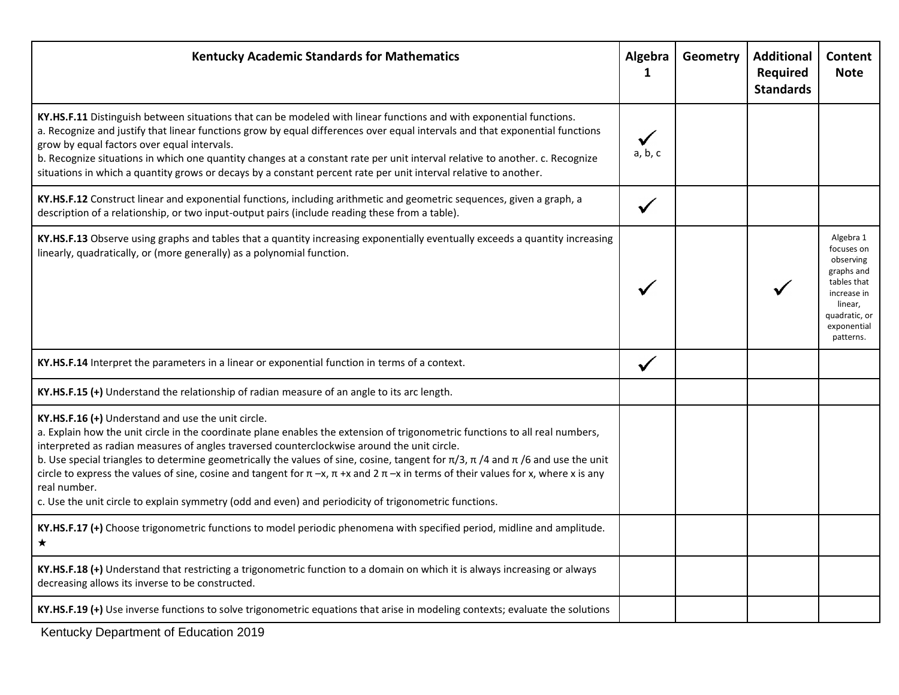| Kentucky Academic Standards for Mathematics | Algebra 1 | Geometry | Additional Required Standards | Content Note |
|---|---|---|---|---|
| **KY.HS.F.11** Distinguish between situations that can be modeled with linear functions and with exponential functions.<br>a. Recognize and justify that linear functions grow by equal differences over equal intervals and that exponential functions grow by equal factors over equal intervals.<br>b. Recognize situations in which one quantity changes at a constant rate per unit interval relative to another. c. Recognize situations in which a quantity grows or decays by a constant percent rate per unit interval relative to another. | ✓ a, b, c | | | |
| **KY.HS.F.12** Construct linear and exponential functions, including arithmetic and geometric sequences, given a graph, a description of a relationship, or two input-output pairs (include reading these from a table). | ✓ | | | |
| **KY.HS.F.13** Observe using graphs and tables that a quantity increasing exponentially eventually exceeds a quantity increasing linearly, quadratically, or (more generally) as a polynomial function. | ✓ | | ✓ | Algebra 1 focuses on observing graphs and tables that increase in linear, quadratic, or exponential patterns. |
| **KY.HS.F.14** Interpret the parameters in a linear or exponential function in terms of a context. | ✓ | | | |
| **KY.HS.F.15 (+)** Understand the relationship of radian measure of an angle to its arc length. | | | | |
| **KY.HS.F.16 (+)** Understand and use the unit circle.<br>a. Explain how the unit circle in the coordinate plane enables the extension of trigonometric functions to all real numbers, interpreted as radian measures of angles traversed counterclockwise around the unit circle.<br>b. Use special triangles to determine geometrically the values of sine, cosine, tangent for $\pi/3$, $\pi/4$ and $\pi/6$ and use the unit circle to express the values of sine, cosine and tangent for $\pi - x$, $\pi + x$ and $2\pi - x$ in terms of their values for x, where x is any real number.<br>c. Use the unit circle to explain symmetry (odd and even) and periodicity of trigonometric functions. | | | | |
| **KY.HS.F.17 (+)** Choose trigonometric functions to model periodic phenomena with specified period, midline and amplitude. ★ | | | | |
| **KY.HS.F.18 (+)** Understand that restricting a trigonometric function to a domain on which it is always increasing or always decreasing allows its inverse to be constructed. | | | | |
| **KY.HS.F.19 (+)** Use inverse functions to solve trigonometric equations that arise in modeling contexts; evaluate the solutions | | | | |

Kentucky Department of Education 2019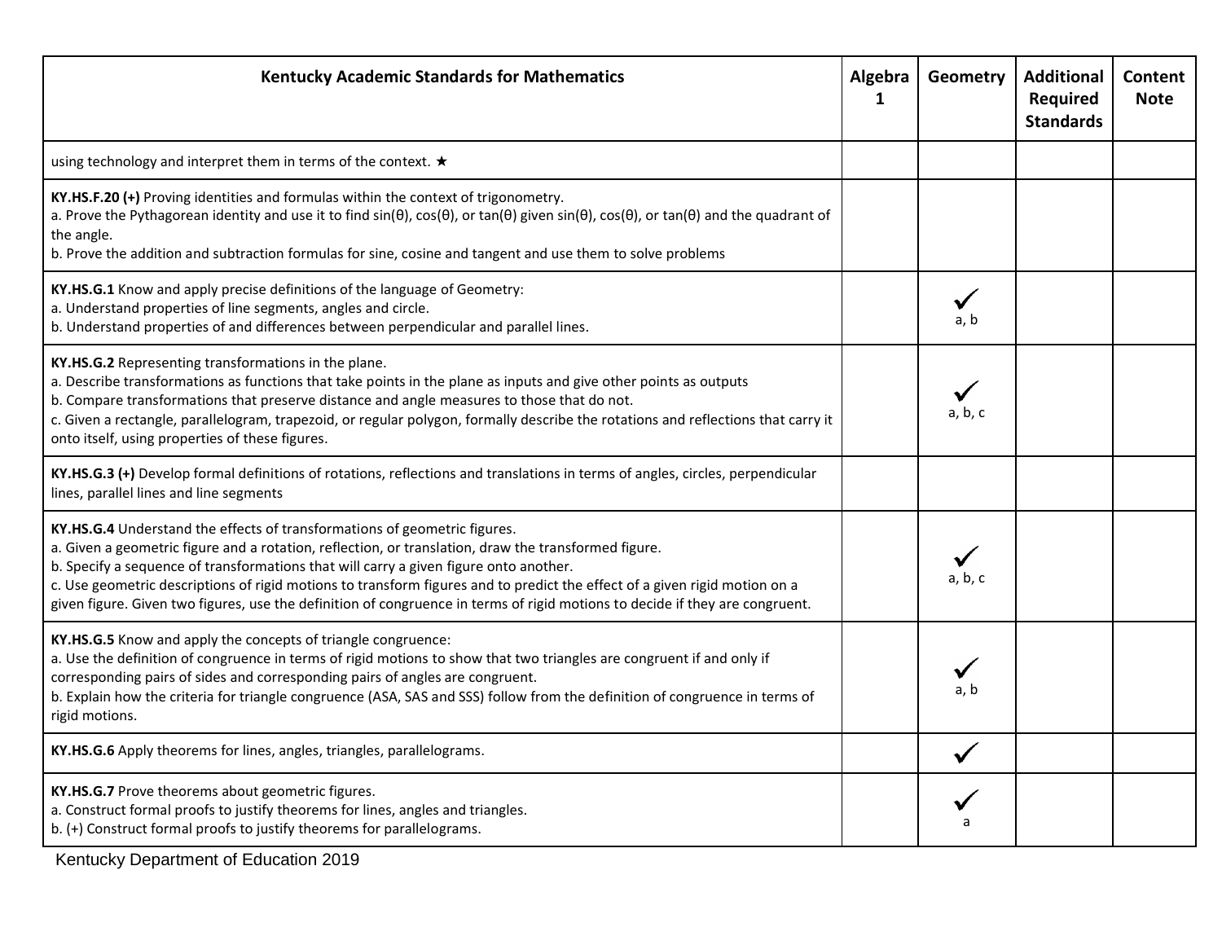| Kentucky Academic Standards for Mathematics | Algebra 1 | Geometry | Additional Required Standards | Content Note |
|---|---|---|---|---|
| using technology and interpret them in terms of the context. ★ | | | | |
| **KY.HS.F.20 (+)** Proving identities and formulas within the context of trigonometry.<br>a. Prove the Pythagorean identity and use it to find sin(θ), cos(θ), or tan(θ) given sin(θ), cos(θ), or tan(θ) and the quadrant of the angle.<br>b. Prove the addition and subtraction formulas for sine, cosine and tangent and use them to solve problems | | | | |
| **KY.HS.G.1** Know and apply precise definitions of the language of Geometry:<br>a. Understand properties of line segments, angles and circle.<br>b. Understand properties of and differences between perpendicular and parallel lines. | | ✓ a, b | | |
| **KY.HS.G.2** Representing transformations in the plane.<br>a. Describe transformations as functions that take points in the plane as inputs and give other points as outputs<br>b. Compare transformations that preserve distance and angle measures to those that do not.<br>c. Given a rectangle, parallelogram, trapezoid, or regular polygon, formally describe the rotations and reflections that carry it onto itself, using properties of these figures. | | ✓ a, b, c | | |
| **KY.HS.G.3 (+)** Develop formal definitions of rotations, reflections and translations in terms of angles, circles, perpendicular lines, parallel lines and line segments | | | | |
| **KY.HS.G.4** Understand the effects of transformations of geometric figures.<br>a. Given a geometric figure and a rotation, reflection, or translation, draw the transformed figure.<br>b. Specify a sequence of transformations that will carry a given figure onto another.<br>c. Use geometric descriptions of rigid motions to transform figures and to predict the effect of a given rigid motion on a given figure. Given two figures, use the definition of congruence in terms of rigid motions to decide if they are congruent. | | ✓ a, b, c | | |
| **KY.HS.G.5** Know and apply the concepts of triangle congruence:<br>a. Use the definition of congruence in terms of rigid motions to show that two triangles are congruent if and only if corresponding pairs of sides and corresponding pairs of angles are congruent.<br>b. Explain how the criteria for triangle congruence (ASA, SAS and SSS) follow from the definition of congruence in terms of rigid motions. | | ✓ a, b | | |
| **KY.HS.G.6** Apply theorems for lines, angles, triangles, parallelograms. | | ✓ | | |
| **KY.HS.G.7** Prove theorems about geometric figures.<br>a. Construct formal proofs to justify theorems for lines, angles and triangles.<br>b. (+) Construct formal proofs to justify theorems for parallelograms. | | ✓ a | | |

Kentucky Department of Education 2019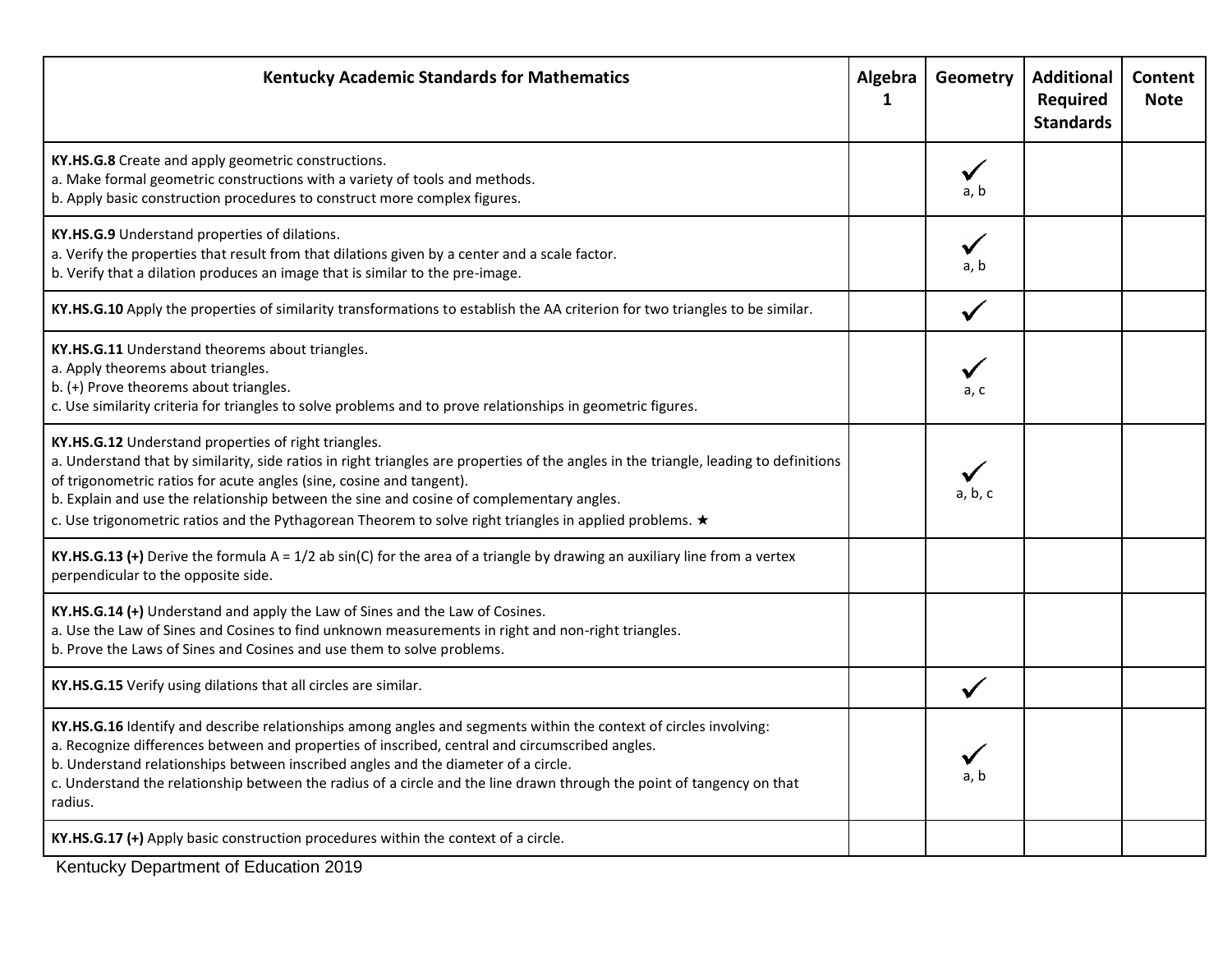| Kentucky Academic Standards for Mathematics | Algebra 1 | Geometry | Additional Required Standards | Content Note |
|---|---|---|---|---|
| **KY.HS.G.8** Create and apply geometric constructions.<br>a. Make formal geometric constructions with a variety of tools and methods.<br>b. Apply basic construction procedures to construct more complex figures. | | ✓ a, b | | |
| **KY.HS.G.9** Understand properties of dilations.<br>a. Verify the properties that result from that dilations given by a center and a scale factor.<br>b. Verify that a dilation produces an image that is similar to the pre-image. | | ✓ a, b | | |
| **KY.HS.G.10** Apply the properties of similarity transformations to establish the AA criterion for two triangles to be similar. | | ✓ | | |
| **KY.HS.G.11** Understand theorems about triangles.<br>a. Apply theorems about triangles.<br>b. (+) Prove theorems about triangles.<br>c. Use similarity criteria for triangles to solve problems and to prove relationships in geometric figures. | | ✓ a, c | | |
| **KY.HS.G.12** Understand properties of right triangles.<br>a. Understand that by similarity, side ratios in right triangles are properties of the angles in the triangle, leading to definitions of trigonometric ratios for acute angles (sine, cosine and tangent).<br>b. Explain and use the relationship between the sine and cosine of complementary angles.<br>c. Use trigonometric ratios and the Pythagorean Theorem to solve right triangles in applied problems. ★ | | ✓ a, b, c | | |
| **KY.HS.G.13 (+)** Derive the formula $A = 1/2\ ab \sin(C)$ for the area of a triangle by drawing an auxiliary line from a vertex perpendicular to the opposite side. | | | | |
| **KY.HS.G.14 (+)** Understand and apply the Law of Sines and the Law of Cosines.<br>a. Use the Law of Sines and Cosines to find unknown measurements in right and non-right triangles.<br>b. Prove the Laws of Sines and Cosines and use them to solve problems. | | | | |
| **KY.HS.G.15** Verify using dilations that all circles are similar. | | ✓ | | |
| **KY.HS.G.16** Identify and describe relationships among angles and segments within the context of circles involving:<br>a. Recognize differences between and properties of inscribed, central and circumscribed angles.<br>b. Understand relationships between inscribed angles and the diameter of a circle.<br>c. Understand the relationship between the radius of a circle and the line drawn through the point of tangency on that radius. | | ✓ a, b | | |
| **KY.HS.G.17 (+)** Apply basic construction procedures within the context of a circle. | | | | |

Kentucky Department of Education 2019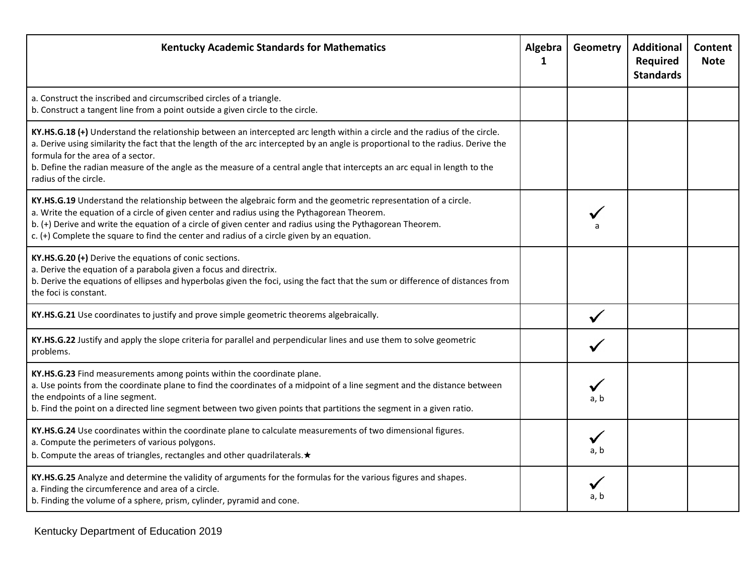| Kentucky Academic Standards for Mathematics | Algebra 1 | Geometry | Additional Required Standards | Content Note |
|---|---|---|---|---|
| a. Construct the inscribed and circumscribed circles of a triangle.<br>b. Construct a tangent line from a point outside a given circle to the circle. | | | | |
| **KY.HS.G.18 (+)** Understand the relationship between an intercepted arc length within a circle and the radius of the circle.<br>a. Derive using similarity the fact that the length of the arc intercepted by an angle is proportional to the radius. Derive the formula for the area of a sector.<br>b. Define the radian measure of the angle as the measure of a central angle that intercepts an arc equal in length to the radius of the circle. | | | | |
| **KY.HS.G.19** Understand the relationship between the algebraic form and the geometric representation of a circle.<br>a. Write the equation of a circle of given center and radius using the Pythagorean Theorem.<br>b. (+) Derive and write the equation of a circle of given center and radius using the Pythagorean Theorem.<br>c. (+) Complete the square to find the center and radius of a circle given by an equation. | | ✓ a | | |
| **KY.HS.G.20 (+)** Derive the equations of conic sections.<br>a. Derive the equation of a parabola given a focus and directrix.<br>b. Derive the equations of ellipses and hyperbolas given the foci, using the fact that the sum or difference of distances from the foci is constant. | | | | |
| **KY.HS.G.21** Use coordinates to justify and prove simple geometric theorems algebraically. | | ✓ | | |
| **KY.HS.G.22** Justify and apply the slope criteria for parallel and perpendicular lines and use them to solve geometric problems. | | ✓ | | |
| **KY.HS.G.23** Find measurements among points within the coordinate plane.<br>a. Use points from the coordinate plane to find the coordinates of a midpoint of a line segment and the distance between the endpoints of a line segment.<br>b. Find the point on a directed line segment between two given points that partitions the segment in a given ratio. | | ✓ a, b | | |
| **KY.HS.G.24** Use coordinates within the coordinate plane to calculate measurements of two dimensional figures.<br>a. Compute the perimeters of various polygons.<br>b. Compute the areas of triangles, rectangles and other quadrilaterals.★ | | ✓ a, b | | |
| **KY.HS.G.25** Analyze and determine the validity of arguments for the formulas for the various figures and shapes.<br>a. Finding the circumference and area of a circle.<br>b. Finding the volume of a sphere, prism, cylinder, pyramid and cone. | | ✓ a, b | | |

Kentucky Department of Education 2019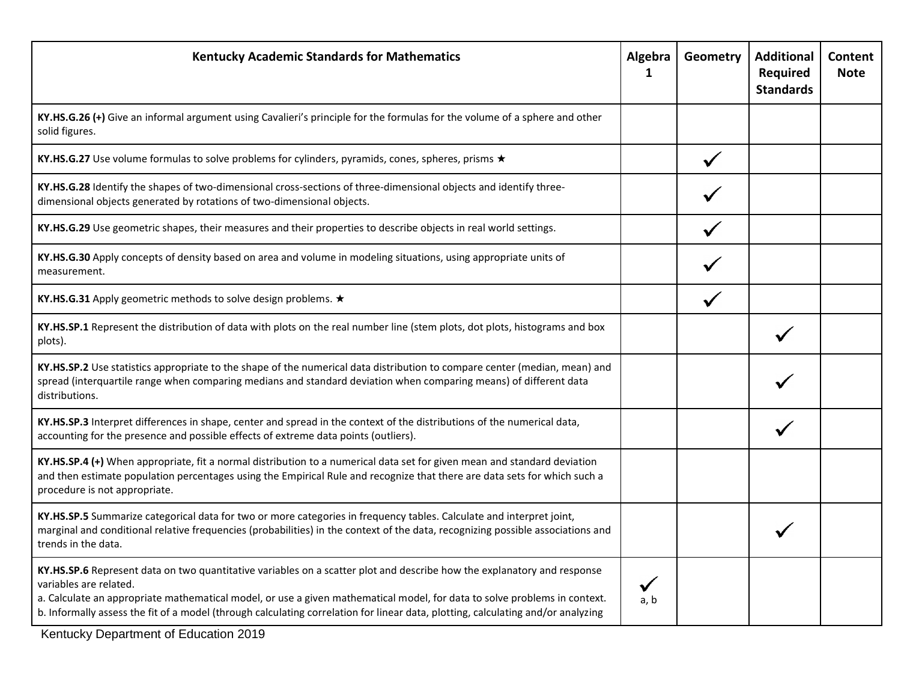| Kentucky Academic Standards for Mathematics | Algebra 1 | Geometry | Additional Required Standards | Content Note |
|---|---|---|---|---|
| **KY.HS.G.26 (+)** Give an informal argument using Cavalieri's principle for the formulas for the volume of a sphere and other solid figures. | | | | |
| **KY.HS.G.27** Use volume formulas to solve problems for cylinders, pyramids, cones, spheres, prisms ★ | | ✓ | | |
| **KY.HS.G.28** Identify the shapes of two-dimensional cross-sections of three-dimensional objects and identify three-dimensional objects generated by rotations of two-dimensional objects. | | ✓ | | |
| **KY.HS.G.29** Use geometric shapes, their measures and their properties to describe objects in real world settings. | | ✓ | | |
| **KY.HS.G.30** Apply concepts of density based on area and volume in modeling situations, using appropriate units of measurement. | | ✓ | | |
| **KY.HS.G.31** Apply geometric methods to solve design problems. ★ | | ✓ | | |
| **KY.HS.SP.1** Represent the distribution of data with plots on the real number line (stem plots, dot plots, histograms and box plots). | | | ✓ | |
| **KY.HS.SP.2** Use statistics appropriate to the shape of the numerical data distribution to compare center (median, mean) and spread (interquartile range when comparing medians and standard deviation when comparing means) of different data distributions. | | | ✓ | |
| **KY.HS.SP.3** Interpret differences in shape, center and spread in the context of the distributions of the numerical data, accounting for the presence and possible effects of extreme data points (outliers). | | | ✓ | |
| **KY.HS.SP.4 (+)** When appropriate, fit a normal distribution to a numerical data set for given mean and standard deviation and then estimate population percentages using the Empirical Rule and recognize that there are data sets for which such a procedure is not appropriate. | | | | |
| **KY.HS.SP.5** Summarize categorical data for two or more categories in frequency tables. Calculate and interpret joint, marginal and conditional relative frequencies (probabilities) in the context of the data, recognizing possible associations and trends in the data. | | | ✓ | |
| **KY.HS.SP.6** Represent data on two quantitative variables on a scatter plot and describe how the explanatory and response variables are related.<br>a. Calculate an appropriate mathematical model, or use a given mathematical model, for data to solve problems in context.<br>b. Informally assess the fit of a model (through calculating correlation for linear data, plotting, calculating and/or analyzing | ✓ a, b | | | |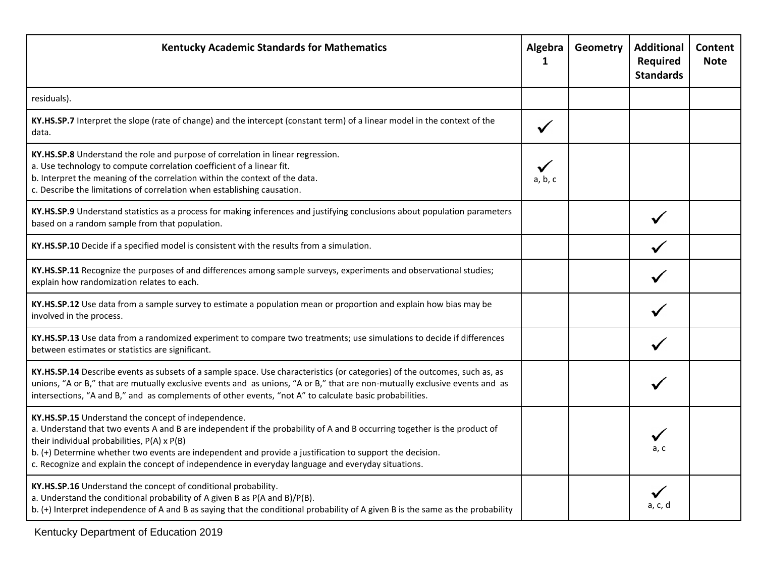| Kentucky Academic Standards for Mathematics | Algebra 1 | Geometry | Additional Required Standards | Content Note |
|---|---|---|---|---|
| residuals). | | | | |
| **KY.HS.SP.7** Interpret the slope (rate of change) and the intercept (constant term) of a linear model in the context of the data. | ✓ | | | |
| **KY.HS.SP.8** Understand the role and purpose of correlation in linear regression.<br>a. Use technology to compute correlation coefficient of a linear fit.<br>b. Interpret the meaning of the correlation within the context of the data.<br>c. Describe the limitations of correlation when establishing causation. | ✓ a, b, c | | | |
| **KY.HS.SP.9** Understand statistics as a process for making inferences and justifying conclusions about population parameters based on a random sample from that population. | | | ✓ | |
| **KY.HS.SP.10** Decide if a specified model is consistent with the results from a simulation. | | | ✓ | |
| **KY.HS.SP.11** Recognize the purposes of and differences among sample surveys, experiments and observational studies; explain how randomization relates to each. | | | ✓ | |
| **KY.HS.SP.12** Use data from a sample survey to estimate a population mean or proportion and explain how bias may be involved in the process. | | | ✓ | |
| **KY.HS.SP.13** Use data from a randomized experiment to compare two treatments; use simulations to decide if differences between estimates or statistics are significant. | | | ✓ | |
| **KY.HS.SP.14** Describe events as subsets of a sample space. Use characteristics (or categories) of the outcomes, such as, as unions, "A or B," that are mutually exclusive events and as unions, "A or B," that are non-mutually exclusive events and as intersections, "A and B," and as complements of other events, "not A" to calculate basic probabilities. | | | ✓ | |
| **KY.HS.SP.15** Understand the concept of independence.<br>a. Understand that two events A and B are independent if the probability of A and B occurring together is the product of their individual probabilities, P(A) x P(B)<br>b. (+) Determine whether two events are independent and provide a justification to support the decision.<br>c. Recognize and explain the concept of independence in everyday language and everyday situations. | | | ✓ a, c | |
| **KY.HS.SP.16** Understand the concept of conditional probability.<br>a. Understand the conditional probability of A given B as P(A and B)/P(B).<br>b. (+) Interpret independence of A and B as saying that the conditional probability of A given B is the same as the probability | | | ✓ a, c, d | |

Kentucky Department of Education 2019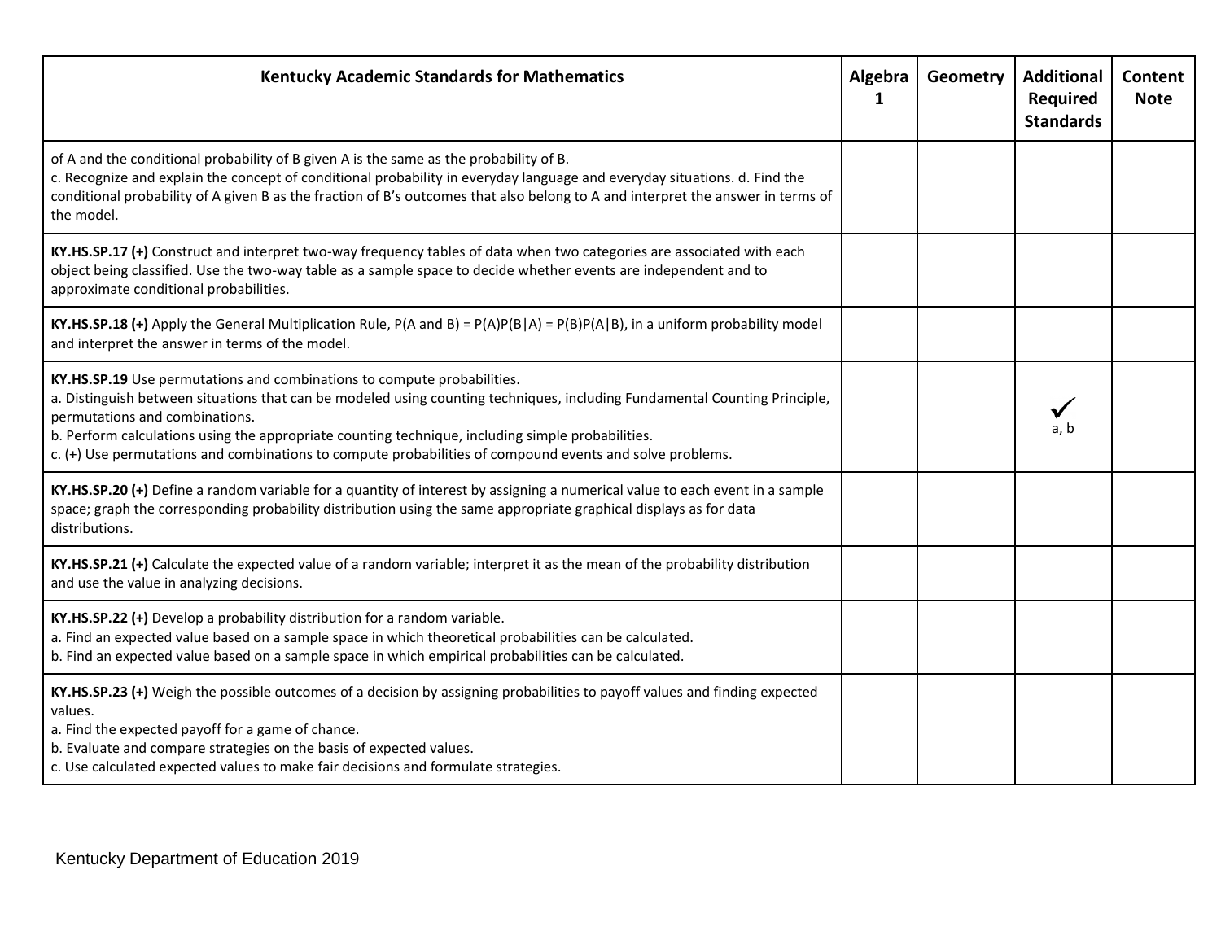| Kentucky Academic Standards for Mathematics | Algebra 1 | Geometry | Additional Required Standards | Content Note |
|---|---|---|---|---|
| of A and the conditional probability of B given A is the same as the probability of B.<br>c. Recognize and explain the concept of conditional probability in everyday language and everyday situations. d. Find the conditional probability of A given B as the fraction of B's outcomes that also belong to A and interpret the answer in terms of the model. | | | | |
| **KY.HS.SP.17 (+)** Construct and interpret two-way frequency tables of data when two categories are associated with each object being classified. Use the two-way table as a sample space to decide whether events are independent and to approximate conditional probabilities. | | | | |
| **KY.HS.SP.18 (+)** Apply the General Multiplication Rule, $P(A \text{ and } B) = P(A)P(B\|A) = P(B)P(A\|B)$, in a uniform probability model and interpret the answer in terms of the model. | | | | |
| **KY.HS.SP.19** Use permutations and combinations to compute probabilities.<br>a. Distinguish between situations that can be modeled using counting techniques, including Fundamental Counting Principle, permutations and combinations.<br>b. Perform calculations using the appropriate counting technique, including simple probabilities.<br>c. (+) Use permutations and combinations to compute probabilities of compound events and solve problems. | | | ✓ a, b | |
| **KY.HS.SP.20 (+)** Define a random variable for a quantity of interest by assigning a numerical value to each event in a sample space; graph the corresponding probability distribution using the same appropriate graphical displays as for data distributions. | | | | |
| **KY.HS.SP.21 (+)** Calculate the expected value of a random variable; interpret it as the mean of the probability distribution and use the value in analyzing decisions. | | | | |
| **KY.HS.SP.22 (+)** Develop a probability distribution for a random variable.<br>a. Find an expected value based on a sample space in which theoretical probabilities can be calculated.<br>b. Find an expected value based on a sample space in which empirical probabilities can be calculated. | | | | |
| **KY.HS.SP.23 (+)** Weigh the possible outcomes of a decision by assigning probabilities to payoff values and finding expected values.<br>a. Find the expected payoff for a game of chance.<br>b. Evaluate and compare strategies on the basis of expected values.<br>c. Use calculated expected values to make fair decisions and formulate strategies. | | | | |